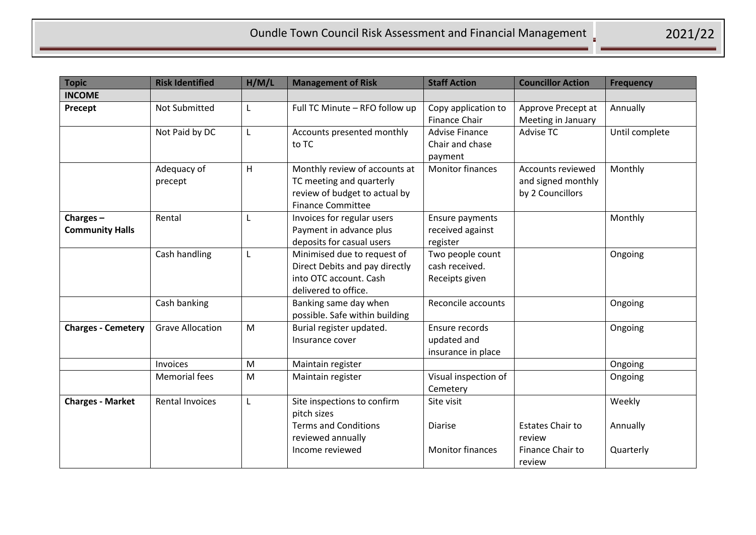# Oundle Town Council Risk Assessment and Financial Management 2021/22

| Topic | Risk Identified | H/M/L | Management of Risk | Staff Action | Councillor Action | Frequency |
|---|---|---|---|---|---|---|
| **INCOME** | | | | | | |
| **Precept** | Not Submitted | L | Full TC Minute – RFO follow up | Copy application to Finance Chair | Approve Precept at Meeting in January | Annually |
| | Not Paid by DC | L | Accounts presented monthly to TC | Advise Finance Chair and chase payment | Advise TC | Until complete |
| | Adequacy of precept | H | Monthly review of accounts at TC meeting and quarterly review of budget to actual by Finance Committee | Monitor finances | Accounts reviewed and signed monthly by 2 Councillors | Monthly |
| **Charges – Community Halls** | Rental | L | Invoices for regular users Payment in advance plus deposits for casual users | Ensure payments received against register | | Monthly |
| | Cash handling | L | Minimised due to request of Direct Debits and pay directly into OTC account. Cash delivered to office. | Two people count cash received. Receipts given | | Ongoing |
| | Cash banking | | Banking same day when possible. Safe within building | Reconcile accounts | | Ongoing |
| **Charges - Cemetery** | Grave Allocation | M | Burial register updated. Insurance cover | Ensure records updated and insurance in place | | Ongoing |
| | Invoices | M | Maintain register | | | Ongoing |
| | Memorial fees | M | Maintain register | Visual inspection of Cemetery | | Ongoing |
| **Charges - Market** | Rental Invoices | L | Site inspections to confirm pitch sizes<br>Terms and Conditions reviewed annually<br>Income reviewed | Site visit<br><br>Diarise<br><br>Monitor finances | <br><br>Estates Chair to review<br>Finance Chair to review | Weekly<br><br>Annually<br><br>Quarterly |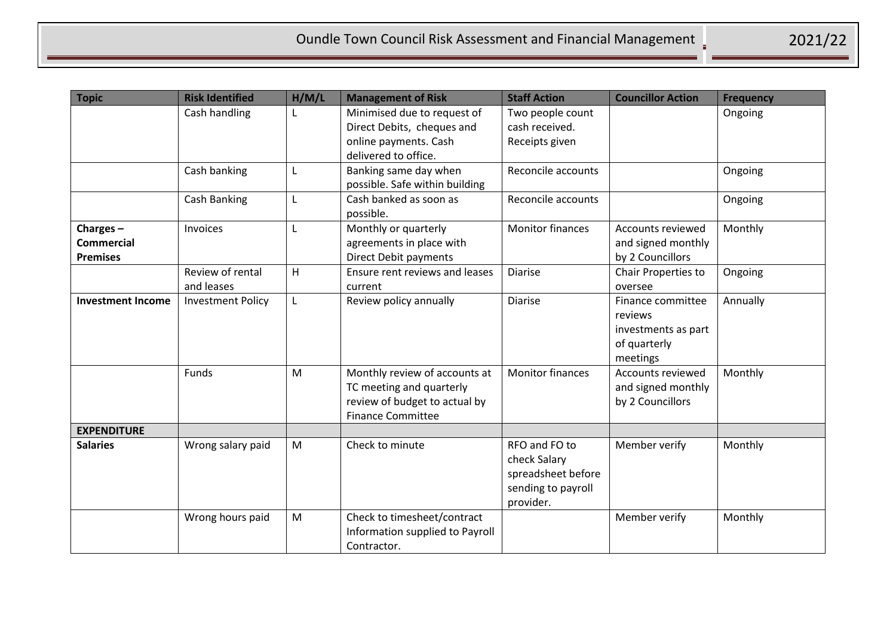| Topic | Risk Identified | H/M/L | Management of Risk | Staff Action | Councillor Action | Frequency |
|---|---|---|---|---|---|---|
| | Cash handling | L | Minimised due to request of Direct Debits, cheques and online payments. Cash delivered to office. | Two people count cash received. Receipts given | | Ongoing |
| | Cash banking | L | Banking same day when possible. Safe within building | Reconcile accounts | | Ongoing |
| | Cash Banking | L | Cash banked as soon as possible. | Reconcile accounts | | Ongoing |
| **Charges – Commercial Premises** | Invoices | L | Monthly or quarterly agreements in place with Direct Debit payments | Monitor finances | Accounts reviewed and signed monthly by 2 Councillors | Monthly |
| | Review of rental and leases | H | Ensure rent reviews and leases current | Diarise | Chair Properties to oversee | Ongoing |
| **Investment Income** | Investment Policy | L | Review policy annually | Diarise | Finance committee reviews investments as part of quarterly meetings | Annually |
| | Funds | M | Monthly review of accounts at TC meeting and quarterly review of budget to actual by Finance Committee | Monitor finances | Accounts reviewed and signed monthly by 2 Councillors | Monthly |
| **EXPENDITURE** | | | | | | |
| **Salaries** | Wrong salary paid | M | Check to minute | RFO and FO to check Salary spreadsheet before sending to payroll provider. | Member verify | Monthly |
| | Wrong hours paid | M | Check to timesheet/contract Information supplied to Payroll Contractor. | | Member verify | Monthly |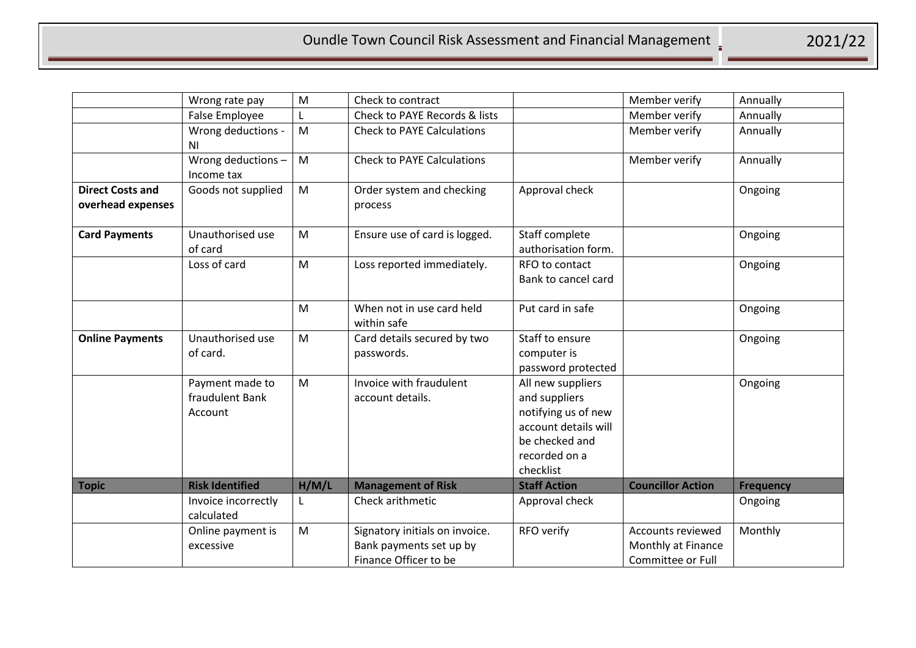| | | | | | | |
|---|---|---|---|---|---|---|
| | Wrong rate pay | M | Check to contract | | Member verify | Annually |
| | False Employee | L | Check to PAYE Records & lists | | Member verify | Annually |
| | Wrong deductions - NI | M | Check to PAYE Calculations | | Member verify | Annually |
| | Wrong deductions – Income tax | M | Check to PAYE Calculations | | Member verify | Annually |
| **Direct Costs and overhead expenses** | Goods not supplied | M | Order system and checking process | Approval check | | Ongoing |
| **Card Payments** | Unauthorised use of card | M | Ensure use of card is logged. | Staff complete authorisation form. | | Ongoing |
| | Loss of card | M | Loss reported immediately. | RFO to contact Bank to cancel card | | Ongoing |
| | | M | When not in use card held within safe | Put card in safe | | Ongoing |
| **Online Payments** | Unauthorised use of card. | M | Card details secured by two passwords. | Staff to ensure computer is password protected | | Ongoing |
| | Payment made to fraudulent Bank Account | M | Invoice with fraudulent account details. | All new suppliers and suppliers notifying us of new account details will be checked and recorded on a checklist | | Ongoing |
| **Topic** | **Risk Identified** | **H/M/L** | **Management of Risk** | **Staff Action** | **Councillor Action** | **Frequency** |
| | Invoice incorrectly calculated | L | Check arithmetic | Approval check | | Ongoing |
| | Online payment is excessive | M | Signatory initials on invoice. Bank payments set up by Finance Officer to be | RFO verify | Accounts reviewed Monthly at Finance Committee or Full | Monthly |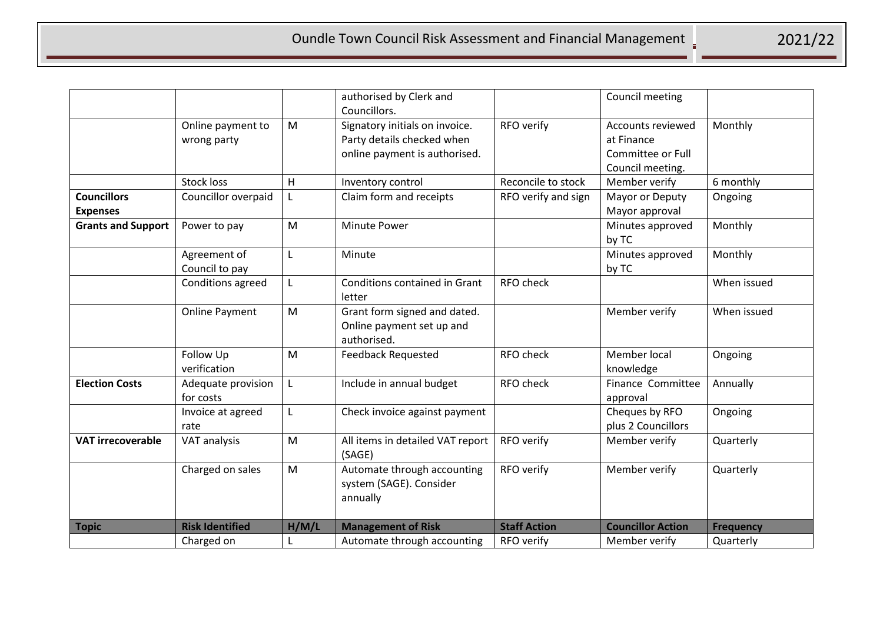| | | | authorised by Clerk and Councillors. | | Council meeting | |
|---|---|---|---|---|---|---|
| | Online payment to wrong party | M | Signatory initials on invoice. Party details checked when online payment is authorised. | RFO verify | Accounts reviewed at Finance Committee or Full Council meeting. | Monthly |
| | Stock loss | H | Inventory control | Reconcile to stock | Member verify | 6 monthly |
| **Councillors Expenses** | Councillor overpaid | L | Claim form and receipts | RFO verify and sign | Mayor or Deputy Mayor approval | Ongoing |
| **Grants and Support** | Power to pay | M | Minute Power | | Minutes approved by TC | Monthly |
| | Agreement of Council to pay | L | Minute | | Minutes approved by TC | Monthly |
| | Conditions agreed | L | Conditions contained in Grant letter | RFO check | | When issued |
| | Online Payment | M | Grant form signed and dated. Online payment set up and authorised. | | Member verify | When issued |
| | Follow Up verification | M | Feedback Requested | RFO check | Member local knowledge | Ongoing |
| **Election Costs** | Adequate provision for costs | L | Include in annual budget | RFO check | Finance Committee approval | Annually |
| | Invoice at agreed rate | L | Check invoice against payment | | Cheques by RFO plus 2 Councillors | Ongoing |
| **VAT irrecoverable** | VAT analysis | M | All items in detailed VAT report (SAGE) | RFO verify | Member verify | Quarterly |
| | Charged on sales | M | Automate through accounting system (SAGE). Consider annually | RFO verify | Member verify | Quarterly |
| **Topic** | **Risk Identified** | **H/M/L** | **Management of Risk** | **Staff Action** | **Councillor Action** | **Frequency** |
| | Charged on | L | Automate through accounting | RFO verify | Member verify | Quarterly |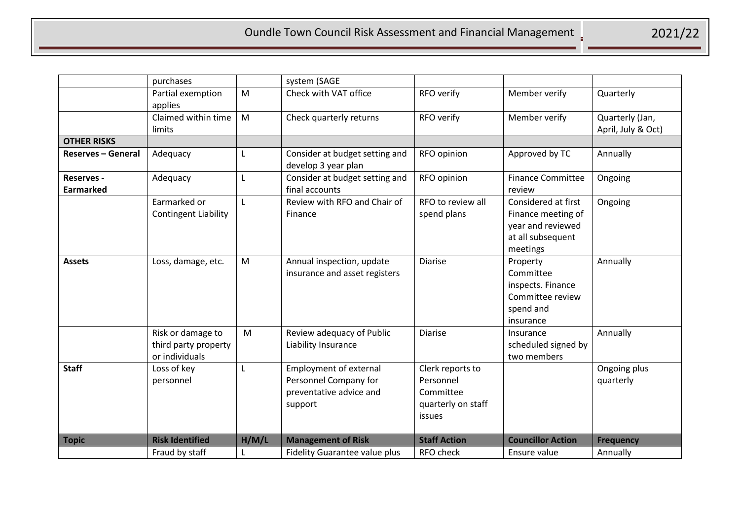| | purchases | | system (SAGE | | | |
|---|---|---|---|---|---|---|
| | Partial exemption applies | M | Check with VAT office | RFO verify | Member verify | Quarterly |
| | Claimed within time limits | M | Check quarterly returns | RFO verify | Member verify | Quarterly (Jan, April, July & Oct) |
| **OTHER RISKS** | | | | | | |
| **Reserves – General** | Adequacy | L | Consider at budget setting and develop 3 year plan | RFO opinion | Approved by TC | Annually |
| **Reserves - Earmarked** | Adequacy | L | Consider at budget setting and final accounts | RFO opinion | Finance Committee review | Ongoing |
| | Earmarked or Contingent Liability | L | Review with RFO and Chair of Finance | RFO to review all spend plans | Considered at first Finance meeting of year and reviewed at all subsequent meetings | Ongoing |
| **Assets** | Loss, damage, etc. | M | Annual inspection, update insurance and asset registers | Diarise | Property Committee inspects. Finance Committee review spend and insurance | Annually |
| | Risk or damage to third party property or individuals | M | Review adequacy of Public Liability Insurance | Diarise | Insurance scheduled signed by two members | Annually |
| **Staff** | Loss of key personnel | L | Employment of external Personnel Company for preventative advice and support | Clerk reports to Personnel Committee quarterly on staff issues | | Ongoing plus quarterly |
| **Topic** | **Risk Identified** | **H/M/L** | **Management of Risk** | **Staff Action** | **Councillor Action** | **Frequency** |
| | Fraud by staff | L | Fidelity Guarantee value plus | RFO check | Ensure value | Annually |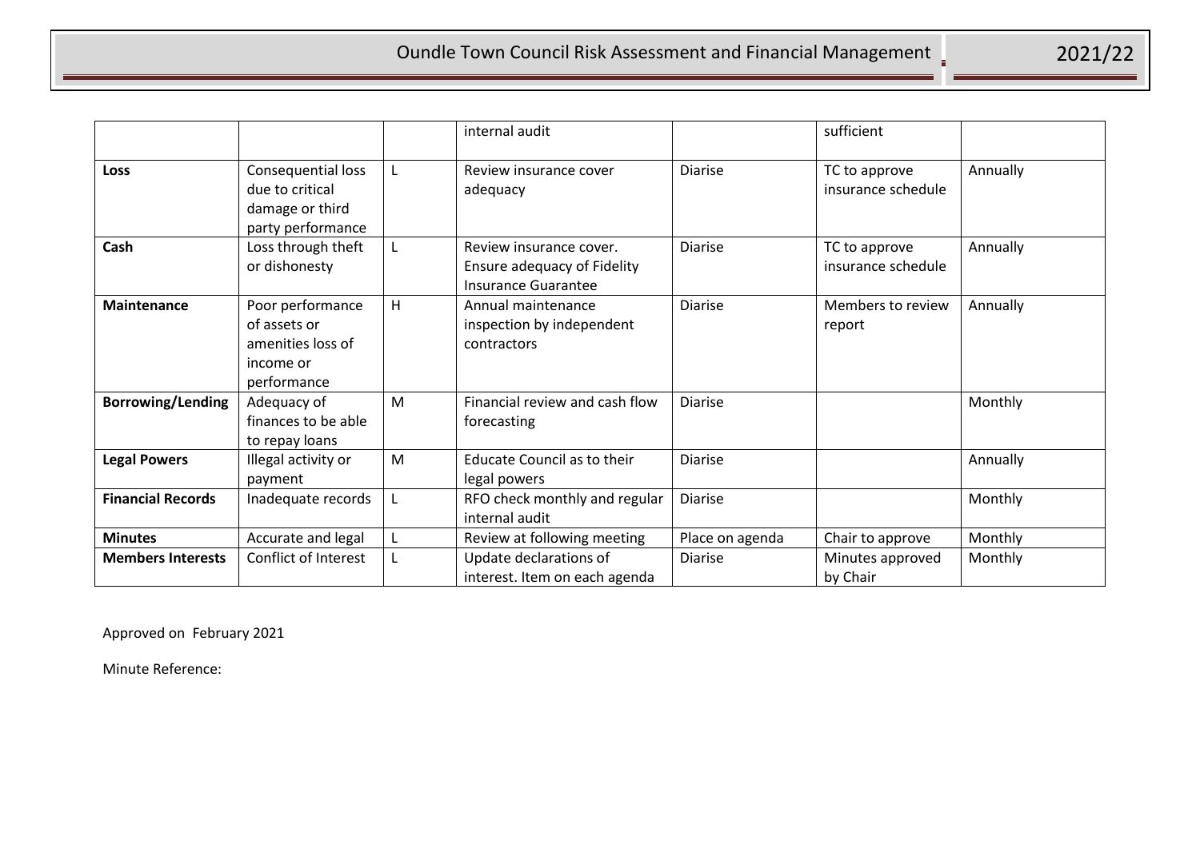| | | | | | | |
|---|---|---|---|---|---|---|
| | | | internal audit | | sufficient | |
| **Loss** | Consequential loss due to critical damage or third party performance | L | Review insurance cover adequacy | Diarise | TC to approve insurance schedule | Annually |
| **Cash** | Loss through theft or dishonesty | L | Review insurance cover. Ensure adequacy of Fidelity Insurance Guarantee | Diarise | TC to approve insurance schedule | Annually |
| **Maintenance** | Poor performance of assets or amenities loss of income or performance | H | Annual maintenance inspection by independent contractors | Diarise | Members to review report | Annually |
| **Borrowing/Lending** | Adequacy of finances to be able to repay loans | M | Financial review and cash flow forecasting | Diarise | | Monthly |
| **Legal Powers** | Illegal activity or payment | M | Educate Council as to their legal powers | Diarise | | Annually |
| **Financial Records** | Inadequate records | L | RFO check monthly and regular internal audit | Diarise | | Monthly |
| **Minutes** | Accurate and legal | L | Review at following meeting | Place on agenda | Chair to approve | Monthly |
| **Members Interests** | Conflict of Interest | L | Update declarations of interest. Item on each agenda | Diarise | Minutes approved by Chair | Monthly |

Approved on February 2021

Minute Reference: